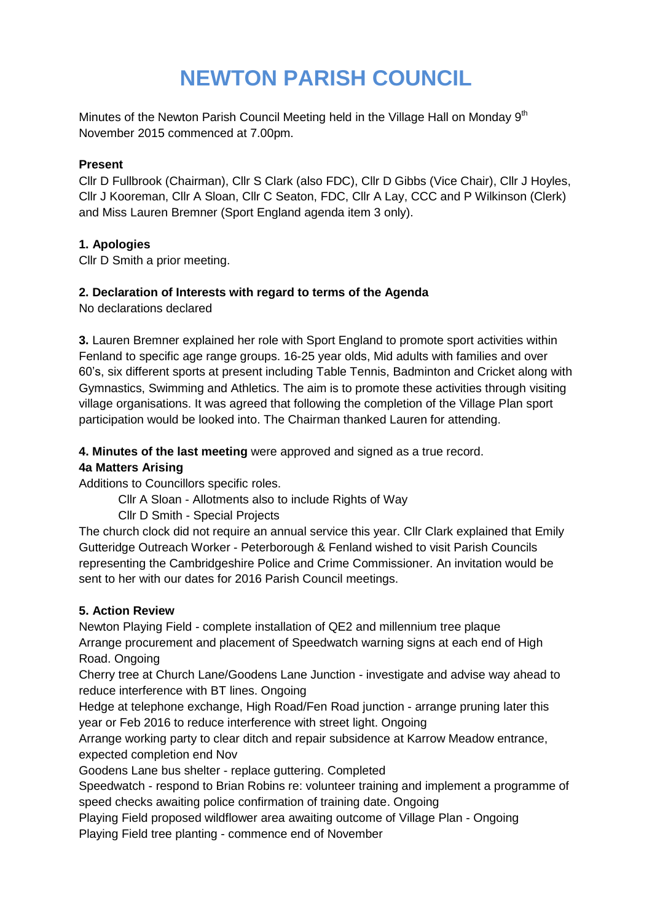# NEWTON PARISH COUNCIL

Minutes of the Newton Parish Council Meeting held in the Village Hall on Monday 9th November 2015 commenced at 7.00pm.

**Present**

Cllr D Fullbrook (Chairman), Cllr S Clark (also FDC), Cllr D Gibbs (Vice Chair), Cllr J Hoyles, Cllr J Kooreman, Cllr A Sloan, Cllr C Seaton, FDC, Cllr A Lay, CCC and P Wilkinson (Clerk) and Miss Lauren Bremner (Sport England agenda item 3 only).

**1. Apologies**

Cllr D Smith a prior meeting.

**2. Declaration of Interests with regard to terms of the Agenda**

No declarations declared

**3.** Lauren Bremner explained her role with Sport England to promote sport activities within Fenland to specific age range groups. 16-25 year olds, Mid adults with families and over 60's, six different sports at present including Table Tennis, Badminton and Cricket along with Gymnastics, Swimming and Athletics. The aim is to promote these activities through visiting village organisations. It was agreed that following the completion of the Village Plan sport participation would be looked into. The Chairman thanked Lauren for attending.

**4. Minutes of the last meeting** were approved and signed as a true record.

**4a Matters Arising**

Additions to Councillors specific roles.

- Cllr A Sloan - Allotments also to include Rights of Way
- Cllr D Smith - Special Projects

The church clock did not require an annual service this year. Cllr Clark explained that Emily Gutteridge Outreach Worker - Peterborough & Fenland wished to visit Parish Councils representing the Cambridgeshire Police and Crime Commissioner. An invitation would be sent to her with our dates for 2016 Parish Council meetings.

**5. Action Review**

Newton Playing Field - complete installation of QE2 and millennium tree plaque

Arrange procurement and placement of Speedwatch warning signs at each end of High Road. Ongoing

Cherry tree at Church Lane/Goodens Lane Junction - investigate and advise way ahead to reduce interference with BT lines. Ongoing

Hedge at telephone exchange, High Road/Fen Road junction - arrange pruning later this year or Feb 2016 to reduce interference with street light. Ongoing

Arrange working party to clear ditch and repair subsidence at Karrow Meadow entrance, expected completion end Nov

Goodens Lane bus shelter - replace guttering. Completed

Speedwatch - respond to Brian Robins re: volunteer training and implement a programme of speed checks awaiting police confirmation of training date. Ongoing

Playing Field proposed wildflower area awaiting outcome of Village Plan - Ongoing

Playing Field tree planting - commence end of November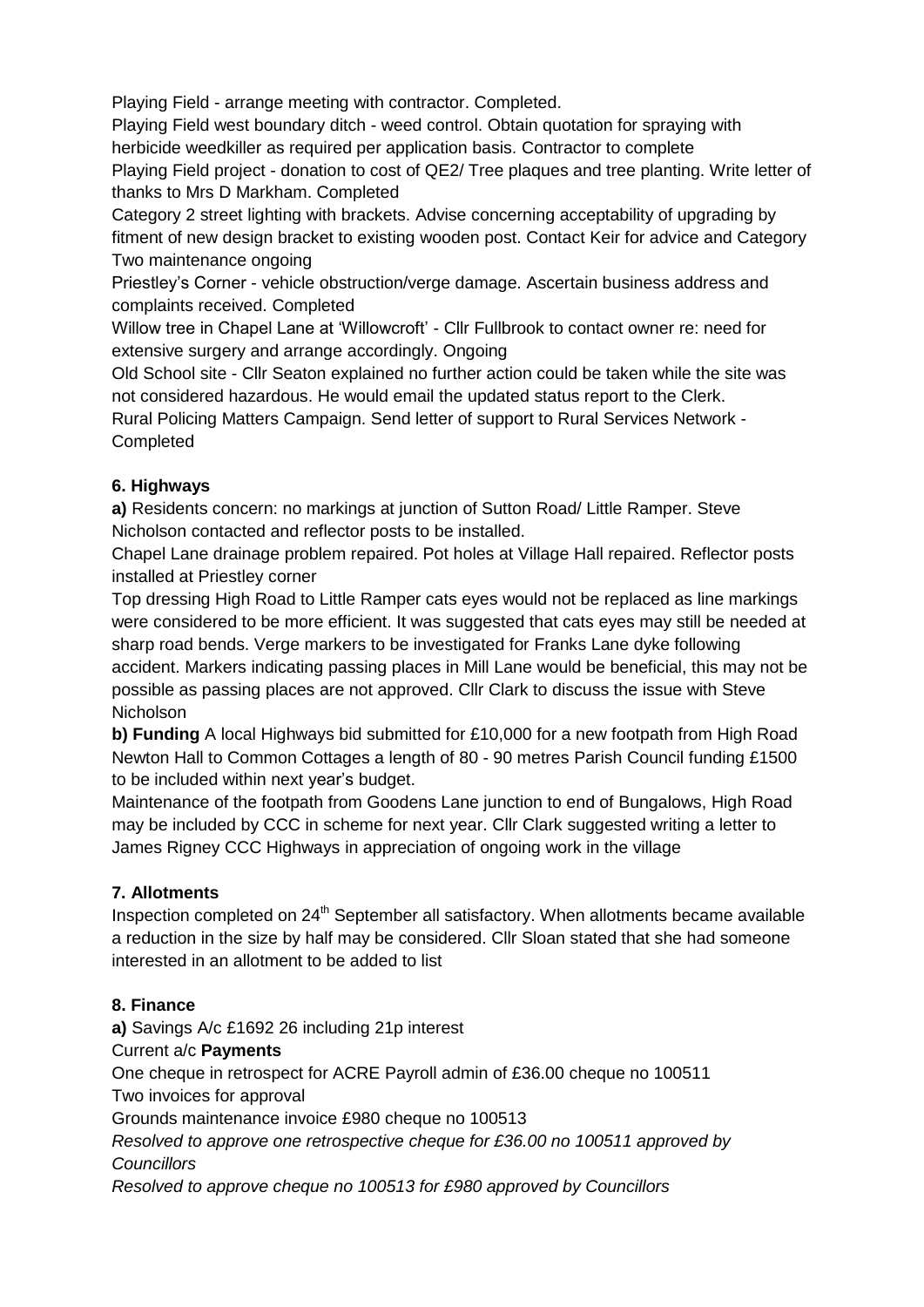Playing Field - arrange meeting with contractor. Completed.

Playing Field west boundary ditch - weed control. Obtain quotation for spraying with herbicide weedkiller as required per application basis. Contractor to complete

Playing Field project - donation to cost of QE2/ Tree plaques and tree planting. Write letter of thanks to Mrs D Markham. Completed

Category 2 street lighting with brackets. Advise concerning acceptability of upgrading by fitment of new design bracket to existing wooden post. Contact Keir for advice and Category Two maintenance ongoing

Priestley's Corner - vehicle obstruction/verge damage. Ascertain business address and complaints received. Completed

Willow tree in Chapel Lane at 'Willowcroft' - Cllr Fullbrook to contact owner re: need for extensive surgery and arrange accordingly. Ongoing

Old School site - Cllr Seaton explained no further action could be taken while the site was not considered hazardous. He would email the updated status report to the Clerk.

Rural Policing Matters Campaign. Send letter of support to Rural Services Network - Completed

### 6. Highways

**a)** Residents concern: no markings at junction of Sutton Road/ Little Ramper. Steve Nicholson contacted and reflector posts to be installed.

Chapel Lane drainage problem repaired. Pot holes at Village Hall repaired. Reflector posts installed at Priestley corner

Top dressing High Road to Little Ramper cats eyes would not be replaced as line markings were considered to be more efficient. It was suggested that cats eyes may still be needed at sharp road bends. Verge markers to be investigated for Franks Lane dyke following accident. Markers indicating passing places in Mill Lane would be beneficial, this may not be possible as passing places are not approved. Cllr Clark to discuss the issue with Steve Nicholson

**b) Funding** A local Highways bid submitted for £10,000 for a new footpath from High Road Newton Hall to Common Cottages a length of 80 - 90 metres Parish Council funding £1500 to be included within next year's budget.

Maintenance of the footpath from Goodens Lane junction to end of Bungalows, High Road may be included by CCC in scheme for next year. Cllr Clark suggested writing a letter to James Rigney CCC Highways in appreciation of ongoing work in the village

### 7. Allotments

Inspection completed on 24th September all satisfactory. When allotments became available a reduction in the size by half may be considered. Cllr Sloan stated that she had someone interested in an allotment to be added to list

### 8. Finance

**a)** Savings A/c £1692 26 including 21p interest

Current a/c **Payments**

One cheque in retrospect for ACRE Payroll admin of £36.00 cheque no 100511

Two invoices for approval

Grounds maintenance invoice £980 cheque no 100513

*Resolved to approve one retrospective cheque for £36.00 no 100511 approved by Councillors*

*Resolved to approve cheque no 100513 for £980 approved by Councillors*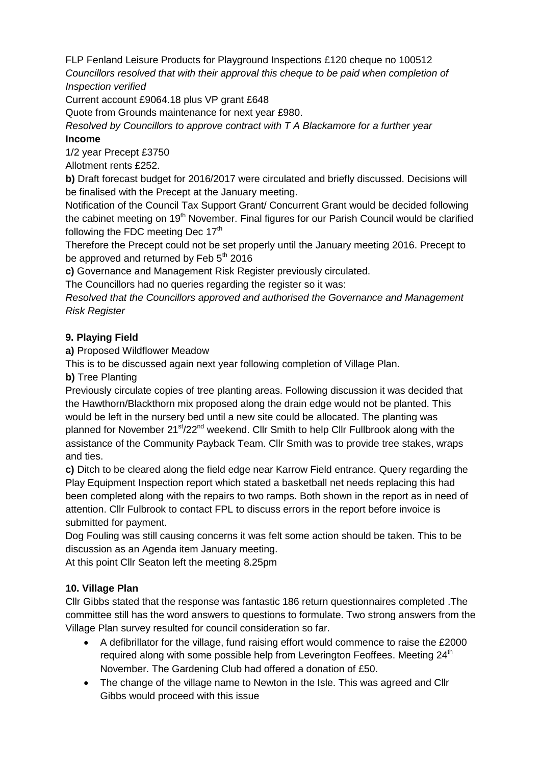FLP Fenland Leisure Products for Playground Inspections £120 cheque no 100512
*Councillors resolved that with their approval this cheque to be paid when completion of Inspection verified*
Current account £9064.18 plus VP grant £648
Quote from Grounds maintenance for next year £980.
*Resolved by Councillors to approve contract with T A Blackamore for a further year*
**Income**
1/2 year Precept £3750
Allotment rents £252.

**b)** Draft forecast budget for 2016/2017 were circulated and briefly discussed. Decisions will be finalised with the Precept at the January meeting.
Notification of the Council Tax Support Grant/ Concurrent Grant would be decided following the cabinet meeting on 19th November. Final figures for our Parish Council would be clarified following the FDC meeting Dec 17th
Therefore the Precept could not be set properly until the January meeting 2016. Precept to be approved and returned by Feb 5th 2016

**c)** Governance and Management Risk Register previously circulated.
The Councillors had no queries regarding the register so it was:
*Resolved that the Councillors approved and authorised the Governance and Management Risk Register*

## 9. Playing Field

**a)** Proposed Wildflower Meadow
This is to be discussed again next year following completion of Village Plan.

**b)** Tree Planting
Previously circulate copies of tree planting areas. Following discussion it was decided that the Hawthorn/Blackthorn mix proposed along the drain edge would not be planted. This would be left in the nursery bed until a new site could be allocated. The planting was planned for November 21st/22nd weekend. Cllr Smith to help Cllr Fullbrook along with the assistance of the Community Payback Team. Cllr Smith was to provide tree stakes, wraps and ties.

**c)** Ditch to be cleared along the field edge near Karrow Field entrance. Query regarding the Play Equipment Inspection report which stated a basketball net needs replacing this had been completed along with the repairs to two ramps. Both shown in the report as in need of attention. Cllr Fulbrook to contact FPL to discuss errors in the report before invoice is submitted for payment.
Dog Fouling was still causing concerns it was felt some action should be taken. This to be discussion as an Agenda item January meeting.
At this point Cllr Seaton left the meeting 8.25pm

## 10. Village Plan

Cllr Gibbs stated that the response was fantastic 186 return questionnaires completed .The committee still has the word answers to questions to formulate. Two strong answers from the Village Plan survey resulted for council consideration so far.

- A defibrillator for the village, fund raising effort would commence to raise the £2000 required along with some possible help from Leverington Feoffees. Meeting 24th November. The Gardening Club had offered a donation of £50.
- The change of the village name to Newton in the Isle. This was agreed and Cllr Gibbs would proceed with this issue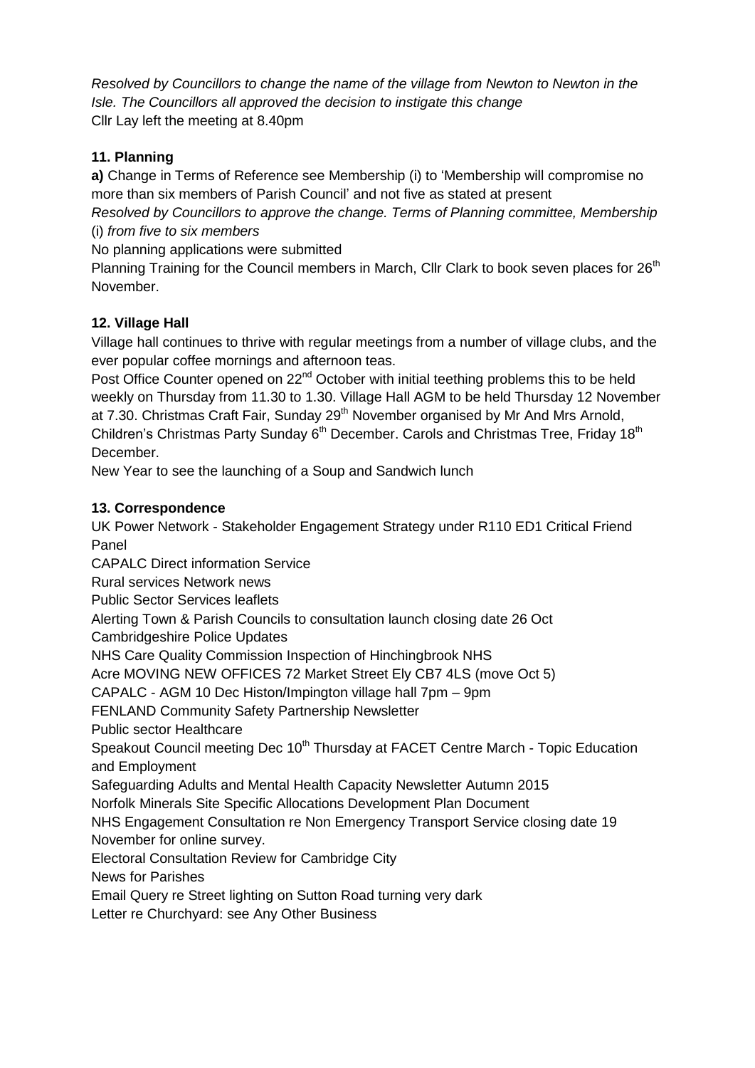*Resolved by Councillors to change the name of the village from Newton to Newton in the Isle. The Councillors all approved the decision to instigate this change*
Cllr Lay left the meeting at 8.40pm

**11. Planning**

**a)** Change in Terms of Reference see Membership (i) to 'Membership will compromise no more than six members of Parish Council' and not five as stated at present
*Resolved by Councillors to approve the change. Terms of Planning committee, Membership* (i) *from five to six members*
No planning applications were submitted
Planning Training for the Council members in March, Cllr Clark to book seven places for 26th November.

**12. Village Hall**

Village hall continues to thrive with regular meetings from a number of village clubs, and the ever popular coffee mornings and afternoon teas.
Post Office Counter opened on 22nd October with initial teething problems this to be held weekly on Thursday from 11.30 to 1.30. Village Hall AGM to be held Thursday 12 November at 7.30. Christmas Craft Fair, Sunday 29th November organised by Mr And Mrs Arnold, Children's Christmas Party Sunday 6th December. Carols and Christmas Tree, Friday 18th December.
New Year to see the launching of a Soup and Sandwich lunch

**13. Correspondence**

UK Power Network - Stakeholder Engagement Strategy under R110 ED1 Critical Friend Panel
CAPALC Direct information Service
Rural services Network news
Public Sector Services leaflets
Alerting Town & Parish Councils to consultation launch closing date 26 Oct
Cambridgeshire Police Updates
NHS Care Quality Commission Inspection of Hinchingbrook NHS
Acre MOVING NEW OFFICES 72 Market Street Ely CB7 4LS (move Oct 5)
CAPALC - AGM 10 Dec Histon/Impington village hall 7pm – 9pm
FENLAND Community Safety Partnership Newsletter
Public sector Healthcare
Speakout Council meeting Dec 10th Thursday at FACET Centre March - Topic Education and Employment
Safeguarding Adults and Mental Health Capacity Newsletter Autumn 2015
Norfolk Minerals Site Specific Allocations Development Plan Document
NHS Engagement Consultation re Non Emergency Transport Service closing date 19 November for online survey.
Electoral Consultation Review for Cambridge City
News for Parishes
Email Query re Street lighting on Sutton Road turning very dark
Letter re Churchyard: see Any Other Business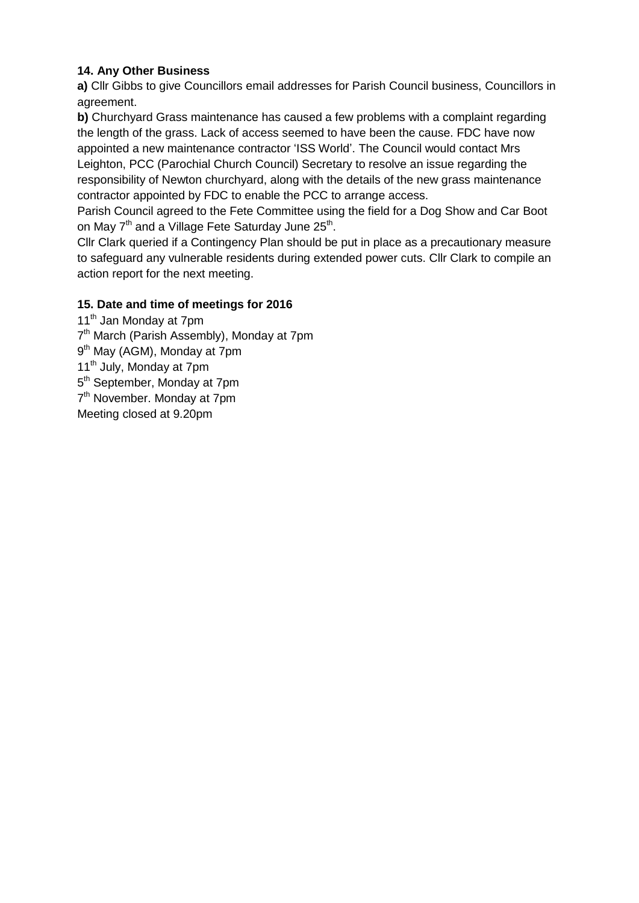**14. Any Other Business**

**a)** Cllr Gibbs to give Councillors email addresses for Parish Council business, Councillors in agreement.

**b)** Churchyard Grass maintenance has caused a few problems with a complaint regarding the length of the grass. Lack of access seemed to have been the cause. FDC have now appointed a new maintenance contractor 'ISS World'. The Council would contact Mrs Leighton, PCC (Parochial Church Council) Secretary to resolve an issue regarding the responsibility of Newton churchyard, along with the details of the new grass maintenance contractor appointed by FDC to enable the PCC to arrange access.

Parish Council agreed to the Fete Committee using the field for a Dog Show and Car Boot on May 7th and a Village Fete Saturday June 25th.

Cllr Clark queried if a Contingency Plan should be put in place as a precautionary measure to safeguard any vulnerable residents during extended power cuts. Cllr Clark to compile an action report for the next meeting.

**15. Date and time of meetings for 2016**

11th Jan Monday at 7pm
7th March (Parish Assembly), Monday at 7pm
9th May (AGM), Monday at 7pm
11th July, Monday at 7pm
5th September, Monday at 7pm
7th November. Monday at 7pm
Meeting closed at 9.20pm